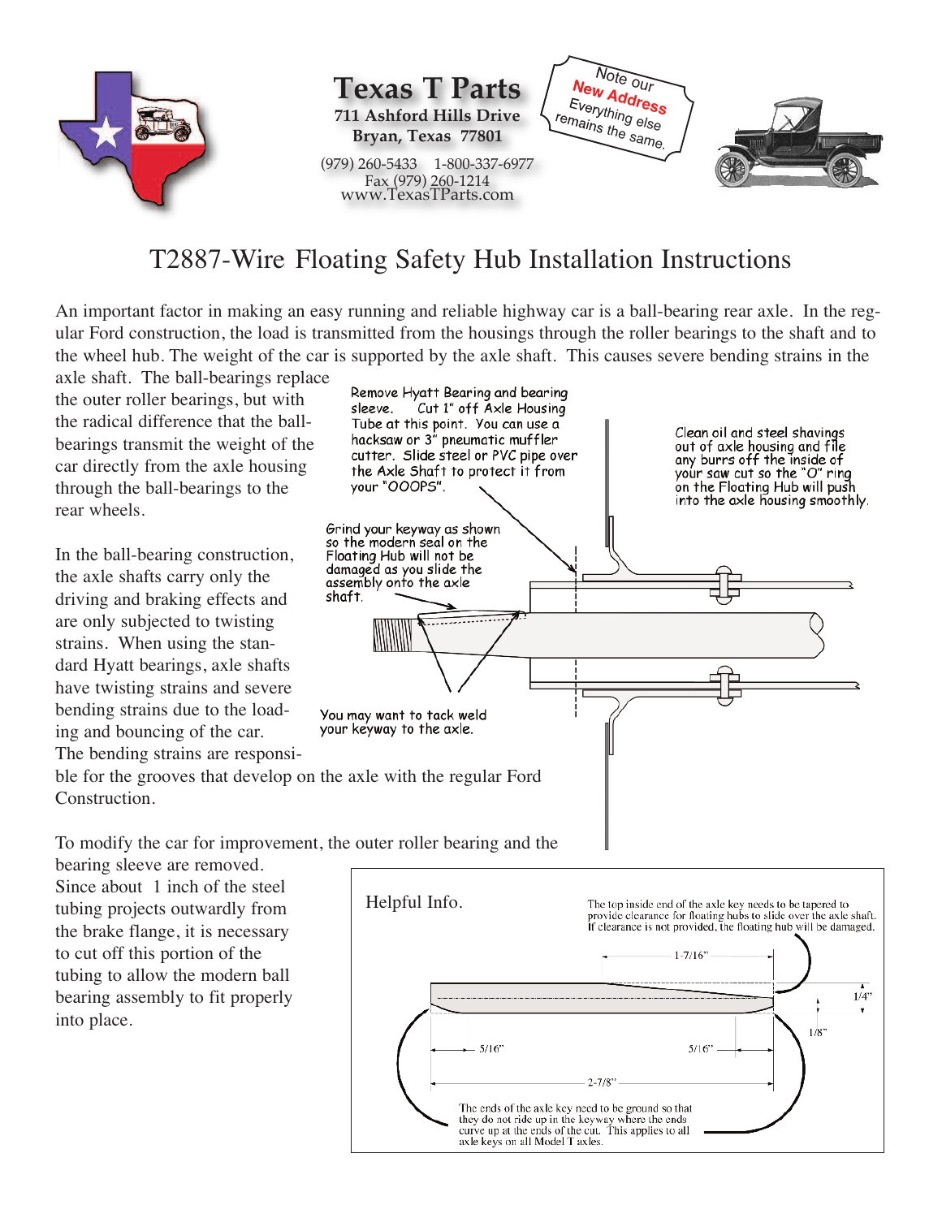**Texas T Parts**
711 Ashford Hills Drive
Bryan, Texas 77801
(979) 260-5433 1-800-337-6977
Fax (979) 260-1214
www.TexasTParts.com

Note our **New Address** Everything else remains the same.

# T2887-Wire Floating Safety Hub Installation Instructions

An important factor in making an easy running and reliable highway car is a ball-bearing rear axle. In the regular Ford construction, the load is transmitted from the housings through the roller bearings to the shaft and to the wheel hub. The weight of the car is supported by the axle shaft. This causes severe bending strains in the axle shaft. The ball-bearings replace the outer roller bearings, but with the radical difference that the ball-bearings transmit the weight of the car directly from the axle housing through the ball-bearings to the rear wheels.

In the ball-bearing construction, the axle shafts carry only the driving and braking effects and are only subjected to twisting strains. When using the standard Hyatt bearings, axle shafts have twisting strains and severe bending strains due to the loading and bouncing of the car. The bending strains are responsible for the grooves that develop on the axle with the regular Ford Construction.

To modify the car for improvement, the outer roller bearing and the bearing sleeve are removed. Since about 1 inch of the steel tubing projects outwardly from the brake flange, it is necessary to cut off this portion of the tubing to allow the modern ball bearing assembly to fit properly into place.

Remove Hyatt Bearing and bearing sleeve. Cut 1" off Axle Housing Tube at this point. You can use a hacksaw or 3" pneumatic muffler cutter. Slide steel or PVC pipe over the Axle Shaft to protect it from your "OOOPS".

Clean oil and steel shavings out of axle housing and file any burrs off the inside of your saw cut so the "O" ring on the Floating Hub will push into the axle housing smoothly.

Grind your keyway as shown so the modern seal on the Floating Hub will not be damaged as you slide the assembly onto the axle shaft.

You may want to tack weld your keyway to the axle.

**Helpful Info.**

The top inside end of the axle key needs to be tapered to provide clearance for floating hubs to slide over the axle shaft. If clearance is not provided, the floating hub will be damaged.

1-7/16"

1/4"

1/8"

5/16"

5/16"

2-7/8"

The ends of the axle key need to be ground so that they do not ride up in the keyway where the ends curve up at the ends of the cut. This applies to all axle keys on all Model T axles.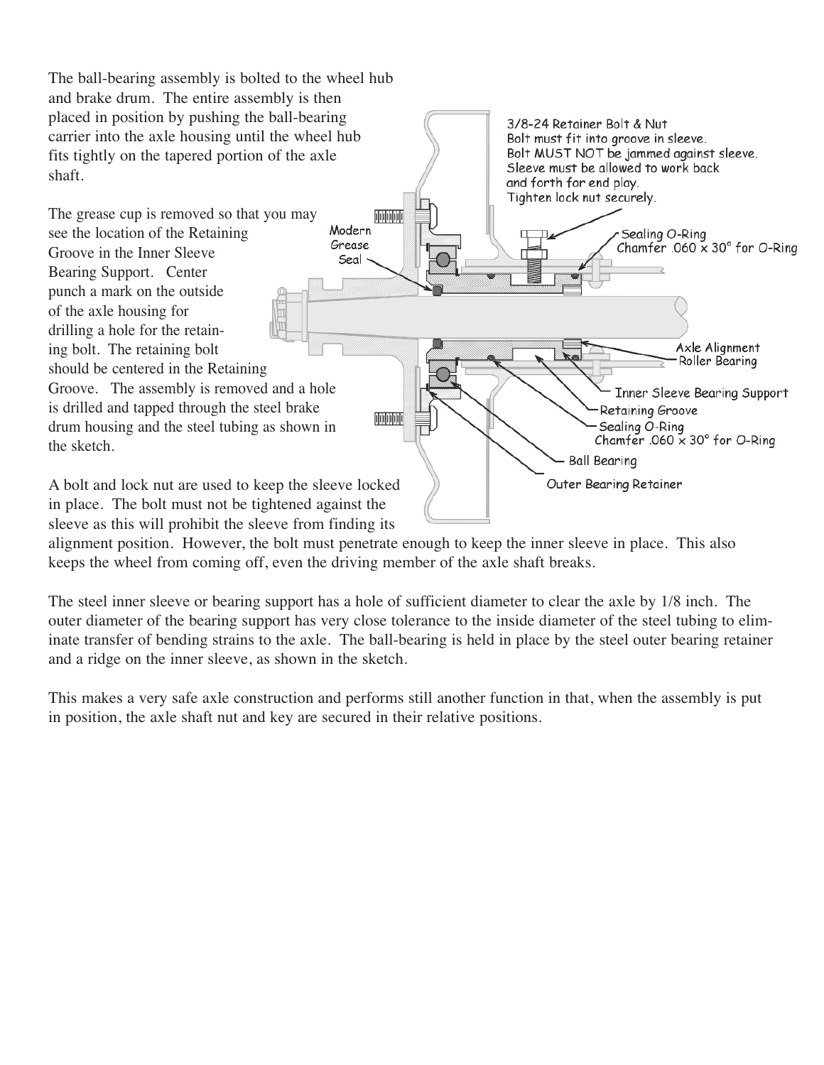The ball-bearing assembly is bolted to the wheel hub and brake drum. The entire assembly is then placed in position by pushing the ball-bearing carrier into the axle housing until the wheel hub fits tightly on the tapered portion of the axle shaft.

The grease cup is removed so that you may see the location of the Retaining Groove in the Inner Sleeve Bearing Support. Center punch a mark on the outside of the axle housing for drilling a hole for the retaining bolt. The retaining bolt should be centered in the Retaining Groove. The assembly is removed and a hole is drilled and tapped through the steel brake drum housing and the steel tubing as shown in the sketch.

3/8-24 Retainer Bolt & Nut
Bolt must fit into groove in sleeve.
Bolt MUST NOT be jammed against sleeve.
Sleeve must be allowed to work back and forth for end play.
Tighten lock nut securely.

Modern Grease Seal

Sealing O-Ring
Chamfer .060 x 30° for O-Ring

Axle Alignment Roller Bearing

Inner Sleeve Bearing Support

Retaining Groove

Sealing O-Ring
Chamfer .060 x 30° for O-Ring

Ball Bearing

Outer Bearing Retainer

A bolt and lock nut are used to keep the sleeve locked in place. The bolt must not be tightened against the sleeve as this will prohibit the sleeve from finding its alignment position. However, the bolt must penetrate enough to keep the inner sleeve in place. This also keeps the wheel from coming off, even the driving member of the axle shaft breaks.

The steel inner sleeve or bearing support has a hole of sufficient diameter to clear the axle by 1/8 inch. The outer diameter of the bearing support has very close tolerance to the inside diameter of the steel tubing to eliminate transfer of bending strains to the axle. The ball-bearing is held in place by the steel outer bearing retainer and a ridge on the inner sleeve, as shown in the sketch.

This makes a very safe axle construction and performs still another function in that, when the assembly is put in position, the axle shaft nut and key are secured in their relative positions.